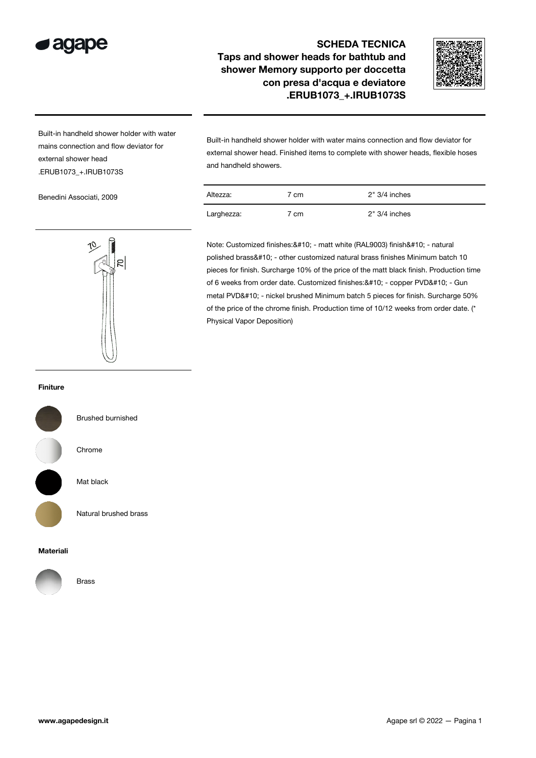# SCHEDA TECNICA

## Taps and shower heads for bathtub and shower Memory supporto per doccetta con presa d'acqua e deviatore .ERUB1073_+.IRUB1073S

Built-in handheld shower holder with water mains connection and flow deviator for external shower head .ERUB1073_+.IRUB1073S

Benedini Associati, 2009

Built-in handheld shower holder with water mains connection and flow deviator for external shower head. Finished items to complete with shower heads, flexible hoses and handheld showers.

| | | |
|---|---|---|
| Altezza: | 7 cm | 2" 3/4 inches |
| Larghezza: | 7 cm | 2" 3/4 inches |

Note: Customized finishes:&#10; - matt white (RAL9003) finish&#10; - natural polished brass&#10; - other customized natural brass finishes Minimum batch 10 pieces for finish. Surcharge 10% of the price of the matt black finish. Production time of 6 weeks from order date. Customized finishes:&#10; - copper PVD&#10; - Gun metal PVD&#10; - nickel brushed Minimum batch 5 pieces for finish. Surcharge 50% of the price of the chrome finish. Production time of 10/12 weeks from order date. (* Physical Vapor Deposition)

70

70

### Finiture

Brushed burnished

Chrome

Mat black

Natural brushed brass

### Materiali

Brass

www.agapedesign.it

Agape srl © 2022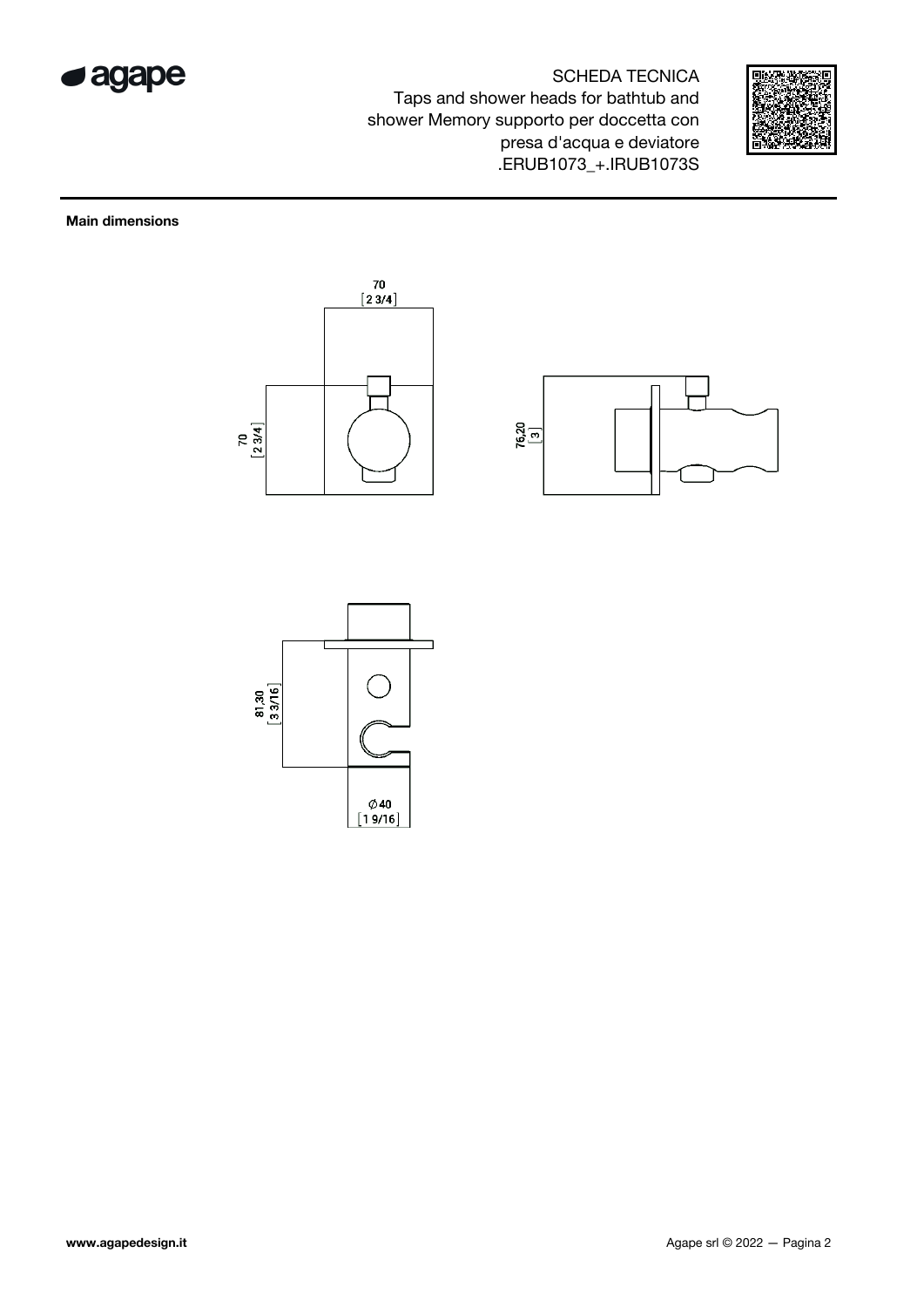SCHEDA TECNICA
Taps and shower heads for bathtub and shower Memory supporto per doccetta con presa d'acqua e deviatore .ERUB1073_+.IRUB1073S

**Main dimensions**

70
[2 3/4]

70
[2 3/4]

76,20
[3]

81,30
[3 3/16]

Ø40
[1 9/16]